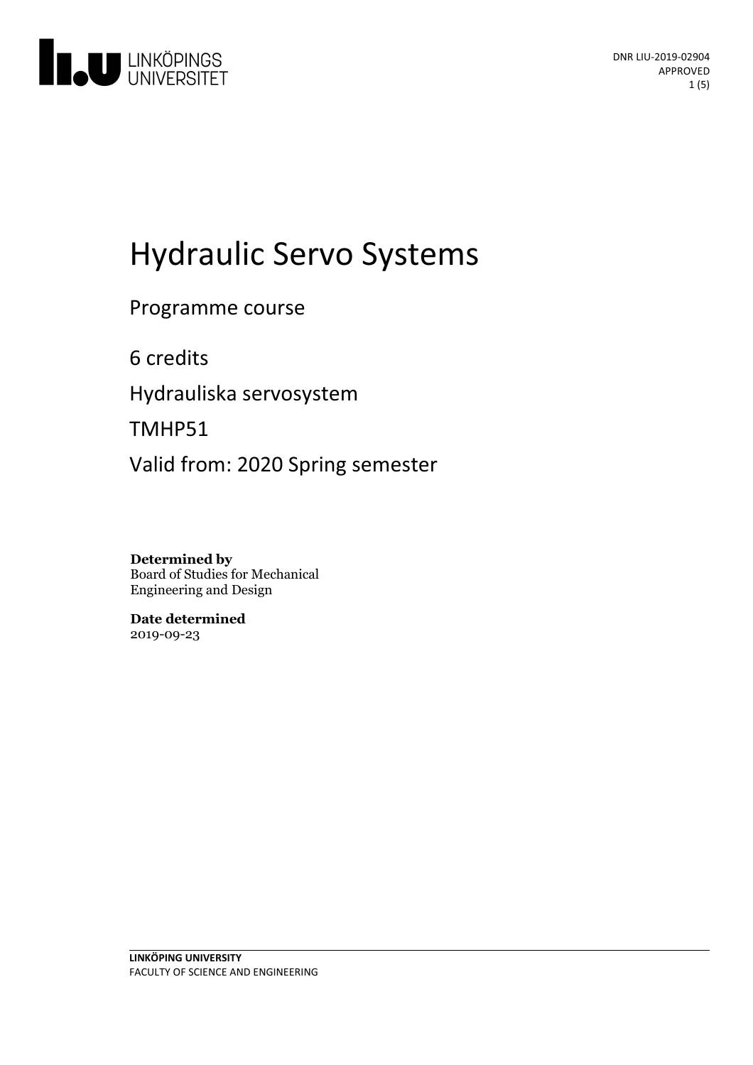DNR LIU-2019-02904
APPROVED

# Hydraulic Servo Systems

Programme course

6 credits

Hydrauliska servosystem

TMHP51

Valid from: 2020 Spring semester

**Determined by**
Board of Studies for Mechanical Engineering and Design

**Date determined**
2019-09-23

**LINKÖPING UNIVERSITY**
FACULTY OF SCIENCE AND ENGINEERING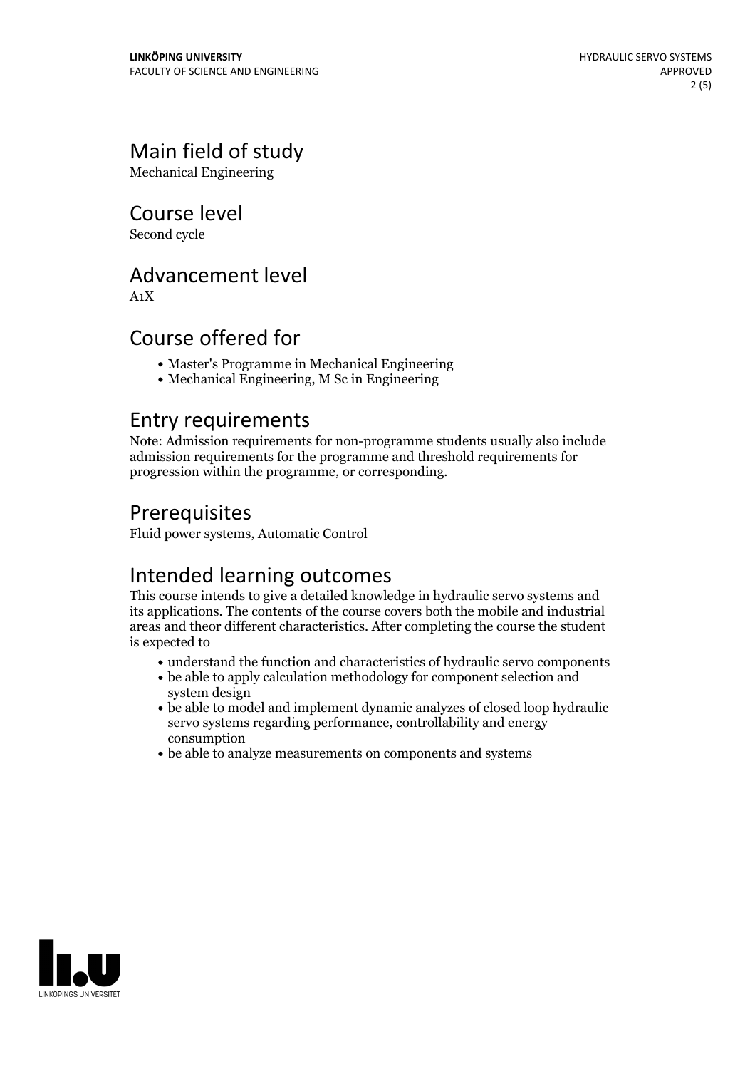## Main field of study

Mechanical Engineering

## Course level

Second cycle

## Advancement level

A1X

## Course offered for

- Master's Programme in Mechanical Engineering
- Mechanical Engineering, M Sc in Engineering

## Entry requirements

Note: Admission requirements for non-programme students usually also include admission requirements for the programme and threshold requirements for progression within the programme, or corresponding.

## Prerequisites

Fluid power systems, Automatic Control

## Intended learning outcomes

This course intends to give a detailed knowledge in hydraulic servo systems and its applications. The contents of the course covers both the mobile and industrial areas and theor different characteristics. After completing the course the student is expected to

- understand the function and characteristics of hydraulic servo components
- be able to apply calculation methodology for component selection and system design
- be able to model and implement dynamic analyzes of closed loop hydraulic servo systems regarding performance, controllability and energy consumption
- be able to analyze measurements on components and systems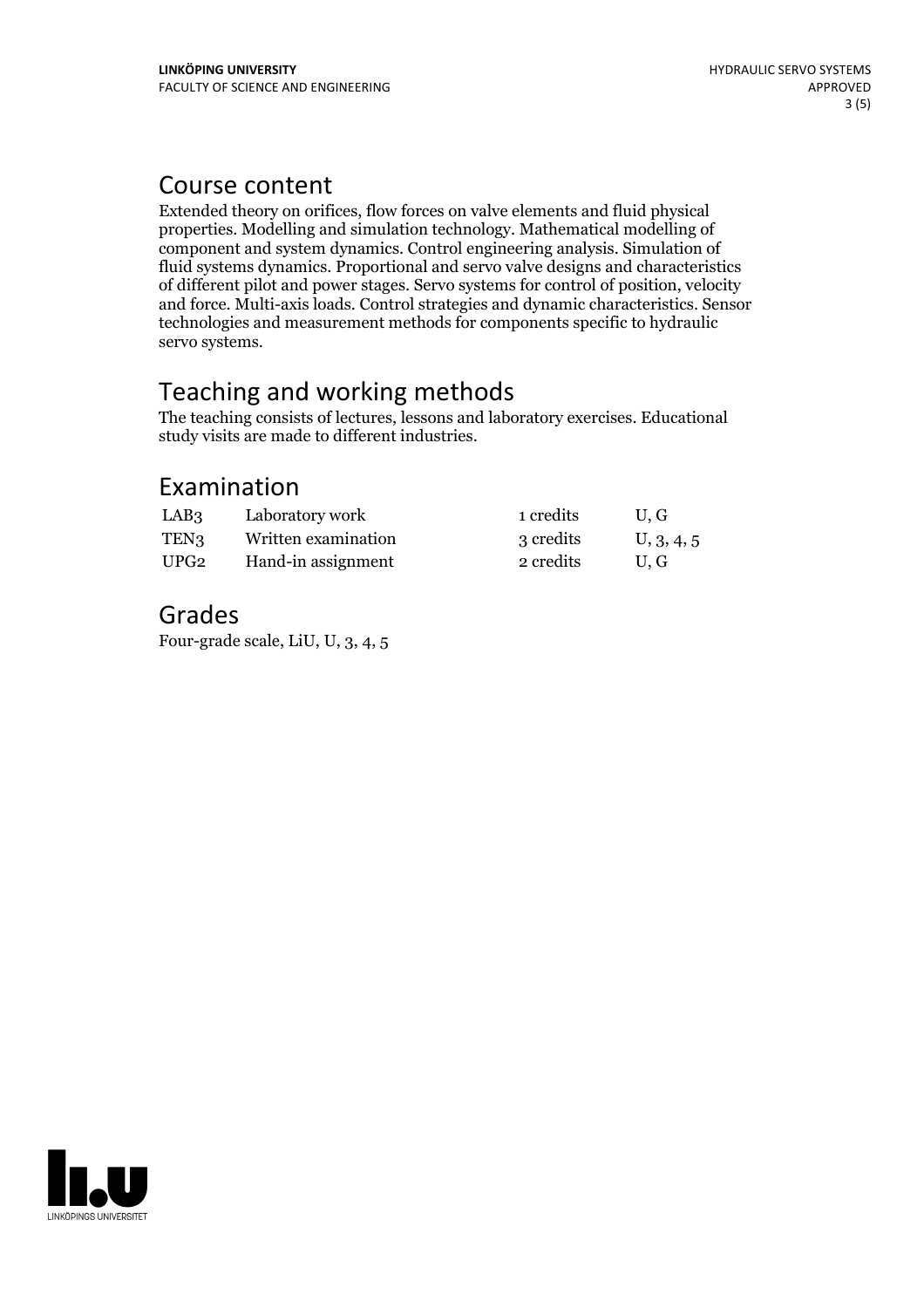## Course content

Extended theory on orifices, flow forces on valve elements and fluid physical properties. Modelling and simulation technology. Mathematical modelling of component and system dynamics. Control engineering analysis. Simulation of fluid systems dynamics. Proportional and servo valve designs and characteristics of different pilot and power stages. Servo systems for control of position, velocity and force. Multi-axis loads. Control strategies and dynamic characteristics. Sensor technologies and measurement methods for components specific to hydraulic servo systems.

## Teaching and working methods

The teaching consists of lectures, lessons and laboratory exercises. Educational study visits are made to different industries.

## Examination

| | | | |
|---|---|---|---|
| LAB3 | Laboratory work | 1 credits | U, G |
| TEN3 | Written examination | 3 credits | U, 3, 4, 5 |
| UPG2 | Hand-in assignment | 2 credits | U, G |

## Grades

Four-grade scale, LiU, U, 3, 4, 5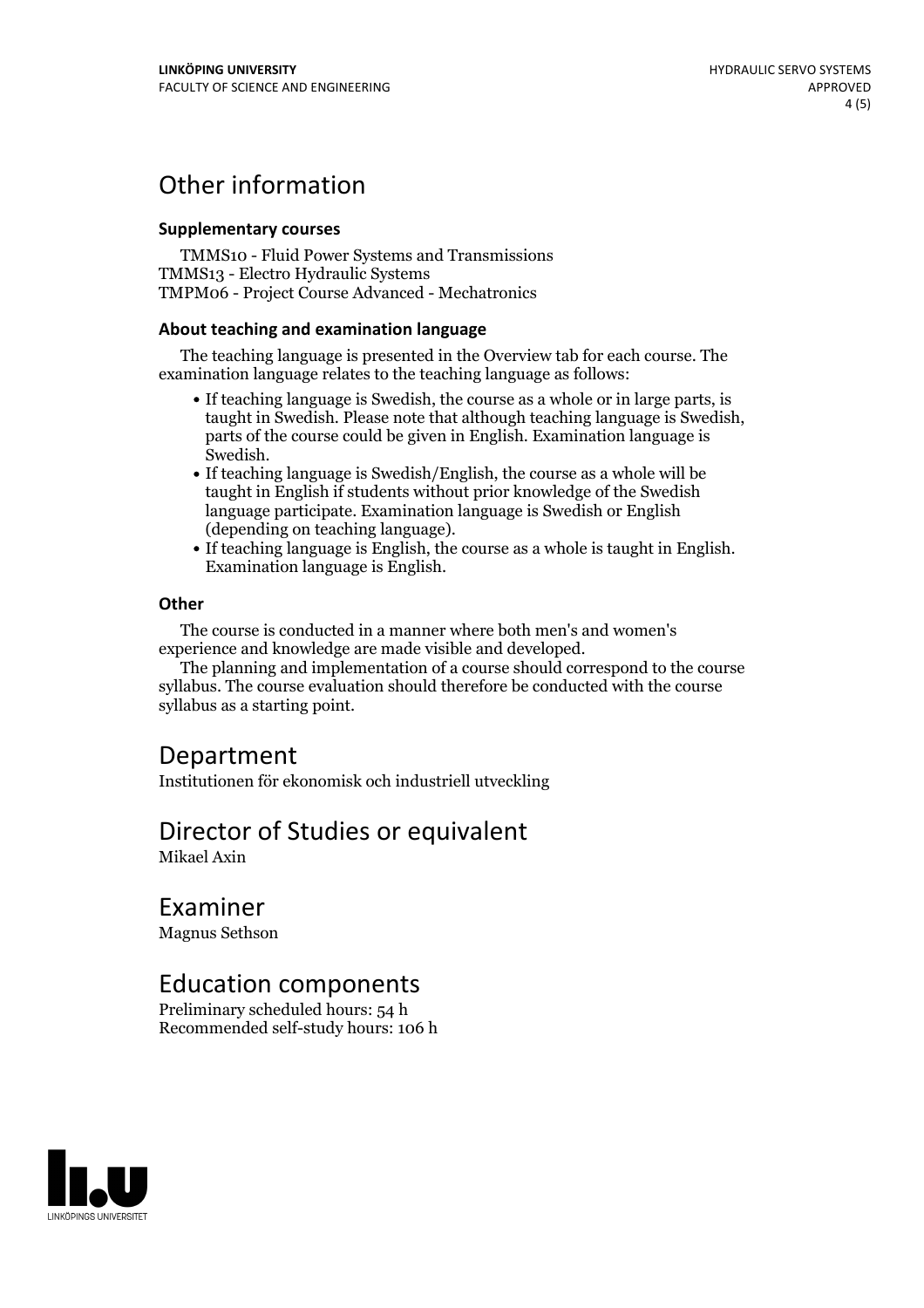# Other information

### Supplementary courses

TMMS10 - Fluid Power Systems and Transmissions
TMMS13 - Electro Hydraulic Systems
TMPM06 - Project Course Advanced - Mechatronics

### About teaching and examination language

The teaching language is presented in the Overview tab for each course. The examination language relates to the teaching language as follows:

- If teaching language is Swedish, the course as a whole or in large parts, is taught in Swedish. Please note that although teaching language is Swedish, parts of the course could be given in English. Examination language is Swedish.
- If teaching language is Swedish/English, the course as a whole will be taught in English if students without prior knowledge of the Swedish language participate. Examination language is Swedish or English (depending on teaching language).
- If teaching language is English, the course as a whole is taught in English. Examination language is English.

### Other

The course is conducted in a manner where both men's and women's experience and knowledge are made visible and developed.

The planning and implementation of a course should correspond to the course syllabus. The course evaluation should therefore be conducted with the course syllabus as a starting point.

# Department

Institutionen för ekonomisk och industriell utveckling

# Director of Studies or equivalent

Mikael Axin

# Examiner

Magnus Sethson

# Education components

Preliminary scheduled hours: 54 h
Recommended self-study hours: 106 h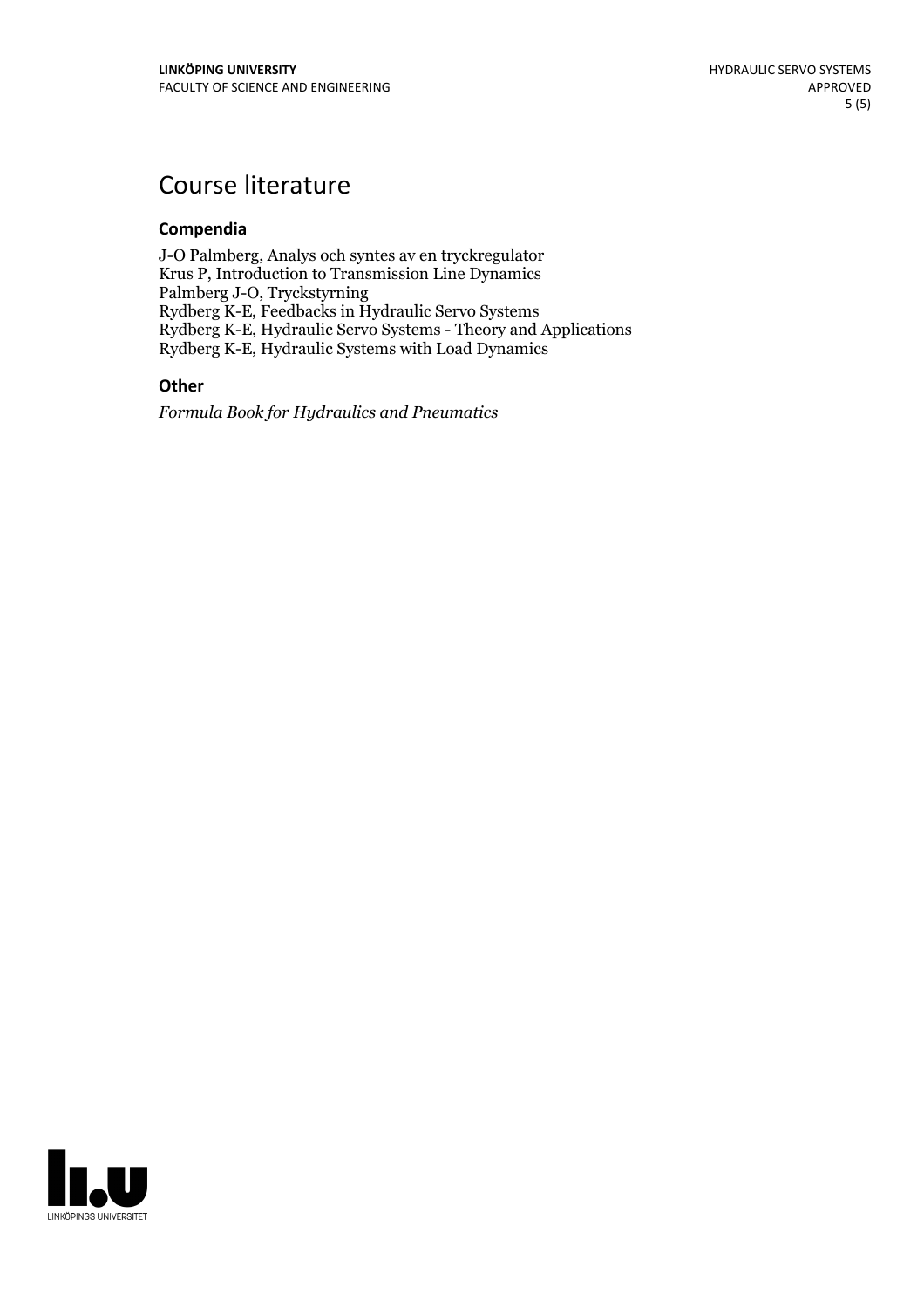# Course literature

### Compendia

J-O Palmberg, Analys och syntes av en tryckregulator
Krus P, Introduction to Transmission Line Dynamics
Palmberg J-O, Tryckstyrning
Rydberg K-E, Feedbacks in Hydraulic Servo Systems
Rydberg K-E, Hydraulic Servo Systems - Theory and Applications
Rydberg K-E, Hydraulic Systems with Load Dynamics

### Other

*Formula Book for Hydraulics and Pneumatics*